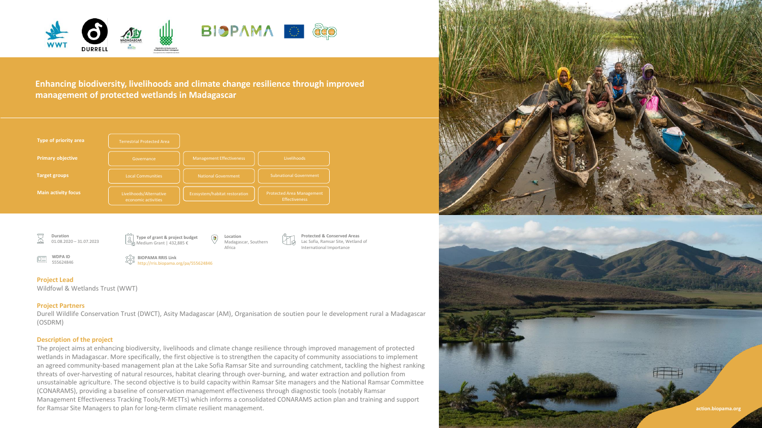# Enhancing biodiversity, livelihoods and climate change resilience through improved management of protected wetlands in Madagascar

| | | | |
|---|---|---|---|
| **Type of priority area** | Terrestrial Protected Area | | |
| **Primary objective** | Governance | Management Effectiveness | Livelihoods |
| **Target groups** | Local Communities | National Government | Subnational Government |
| **Main activity focus** | Livelihoods/Alternative economic activities | Ecosystem/habitat restoration | Protected Area Management Effectiveness |

**Duration**
01.08.2020 – 31.07.2023

**Type of grant & project budget**
Medium Grant | 432,885 €

**Location**
Madagascar, Southern Africa

**Protected & Conserved Areas**
Lac Sofia, Ramsar Site, Wetland of International Importance

**WDPA ID**
555624846

**BIOPAMA RRIS Link**
http://rris.biopama.org/pa/555624846

## Project Lead

Wildfowl & Wetlands Trust (WWT)

## Project Partners

Durell Wildlife Conservation Trust (DWCT), Asity Madagascar (AM), Organisation de soutien pour le development rural a Madagascar (OSDRM)

## Description of the project

The project aims at enhancing biodiversity, livelihoods and climate change resilience through improved management of protected wetlands in Madagascar. More specifically, the first objective is to strengthen the capacity of community associations to implement an agreed community-based management plan at the Lake Sofia Ramsar Site and surrounding catchment, tackling the highest ranking threats of over-harvesting of natural resources, habitat clearing through over-burning, and water extraction and pollution from unsustainable agriculture. The second objective is to build capacity within Ramsar Site managers and the National Ramsar Committee (CONARAMS), providing a baseline of conservation management effectiveness through diagnostic tools (notably Ramsar Management Effectiveness Tracking Tools/R-METTs) which informs a consolidated CONARAMS action plan and training and support for Ramsar Site Managers to plan for long-term climate resilient management.

action.biopama.org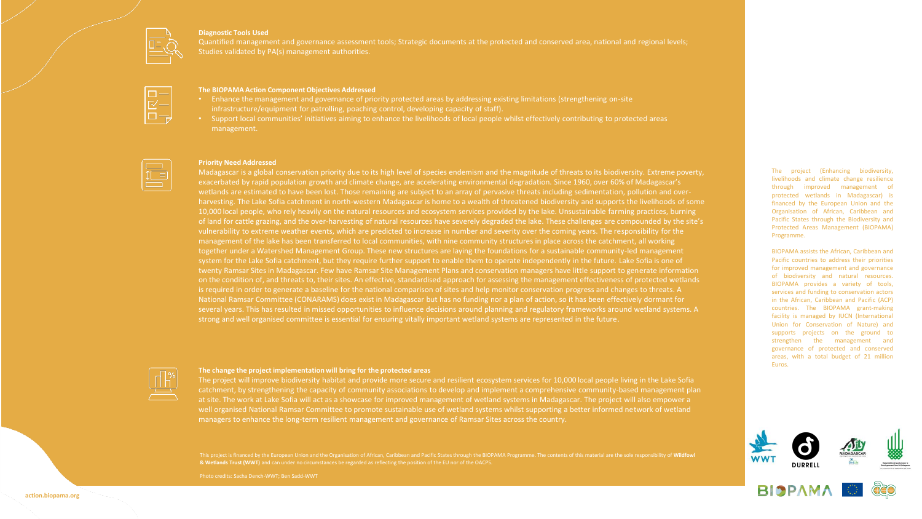### Diagnostic Tools Used

Quantified management and governance assessment tools; Strategic documents at the protected and conserved area, national and regional levels; Studies validated by PA(s) management authorities.

### The BIOPAMA Action Component Objectives Addressed

- Enhance the management and governance of priority protected areas by addressing existing limitations (strengthening on-site infrastructure/equipment for patrolling, poaching control, developing capacity of staff).
- Support local communities' initiatives aiming to enhance the livelihoods of local people whilst effectively contributing to protected areas management.

### Priority Need Addressed

Madagascar is a global conservation priority due to its high level of species endemism and the magnitude of threats to its biodiversity. Extreme poverty, exacerbated by rapid population growth and climate change, are accelerating environmental degradation. Since 1960, over 60% of Madagascar's wetlands are estimated to have been lost. Those remaining are subject to an array of pervasive threats including sedimentation, pollution and over-harvesting. The Lake Sofia catchment in north-western Madagascar is home to a wealth of threatened biodiversity and supports the livelihoods of some 10,000 local people, who rely heavily on the natural resources and ecosystem services provided by the lake. Unsustainable farming practices, burning of land for cattle grazing, and the over-harvesting of natural resources have severely degraded the lake. These challenges are compounded by the site's vulnerability to extreme weather events, which are predicted to increase in number and severity over the coming years. The responsibility for the management of the lake has been transferred to local communities, with nine community structures in place across the catchment, all working together under a Watershed Management Group. These new structures are laying the foundations for a sustainable community-led management system for the Lake Sofia catchment, but they require further support to enable them to operate independently in the future. Lake Sofia is one of twenty Ramsar Sites in Madagascar. Few have Ramsar Site Management Plans and conservation managers have little support to generate information on the condition of, and threats to, their sites. An effective, standardised approach for assessing the management effectiveness of protected wetlands is required in order to generate a baseline for the national comparison of sites and help monitor conservation progress and changes to threats. A National Ramsar Committee (CONARAMS) does exist in Madagascar but has no funding nor a plan of action, so it has been effectively dormant for several years. This has resulted in missed opportunities to influence decisions around planning and regulatory frameworks around wetland systems. A strong and well organised committee is essential for ensuring vitally important wetland systems are represented in the future.

### The change the project implementation will bring for the protected areas

The project will improve biodiversity habitat and provide more secure and resilient ecosystem services for 10,000 local people living in the Lake Sofia catchment, by strengthening the capacity of community associations to develop and implement a comprehensive community-based management plan at site. The work at Lake Sofia will act as a showcase for improved management of wetland systems in Madagascar. The project will also empower a well organised National Ramsar Committee to promote sustainable use of wetland systems whilst supporting a better informed network of wetland managers to enhance the long-term resilient management and governance of Ramsar Sites across the country.

This project is financed by the European Union and the Organisation of African, Caribbean and Pacific States through the BIOPAMA Programme. The contents of this material are the sole responsibility of **Wildfowl & Wetlands Trust (WWT)** and can under no circumstances be regarded as reflecting the position of the EU nor of the OACPS.

Photo credits: Sacha Dench-WWT; Ben Sadd-WWT

The project (Enhancing biodiversity, livelihoods and climate change resilience through improved management of protected wetlands in Madagascar) is financed by the European Union and the Organisation of African, Caribbean and Pacific States through the Biodiversity and Protected Areas Management (BIOPAMA) Programme.

BIOPAMA assists the African, Caribbean and Pacific countries to address their priorities for improved management and governance of biodiversity and natural resources. BIOPAMA provides a variety of tools, services and funding to conservation actors in the African, Caribbean and Pacific (ACP) countries. The BIOPAMA grant-making facility is managed by IUCN (International Union for Conservation of Nature) and supports projects on the ground to strengthen the management and governance of protected and conserved areas, with a total budget of 21 million Euros.

action.biopama.org